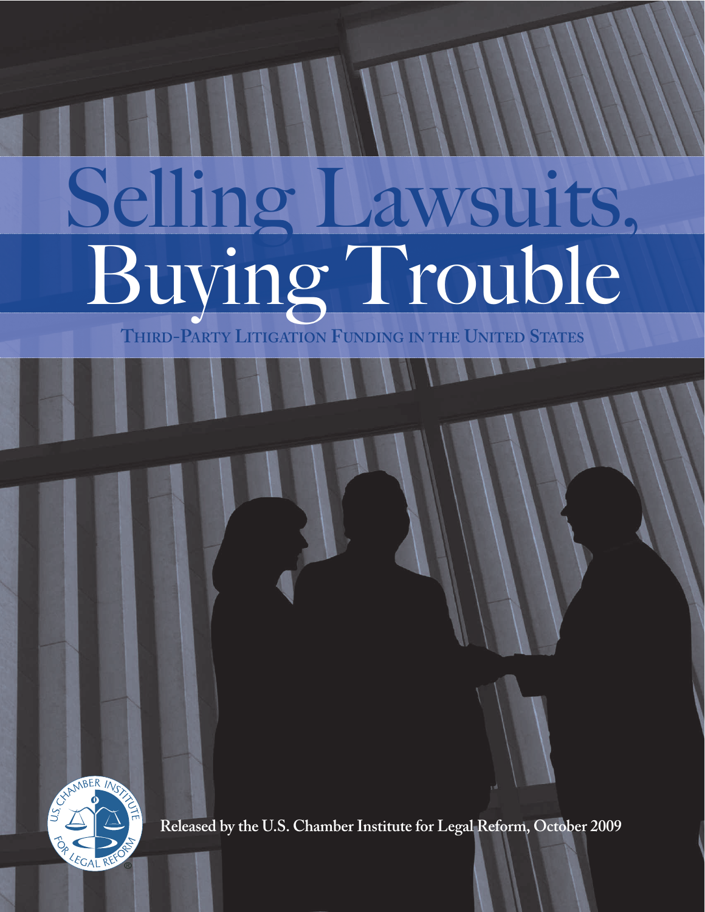# Selling Lawsuits, Buying Trouble

## Third-Party Litigation Funding in the United States

**Released by the U.S. Chamber Institute for Legal Reform, October 2009**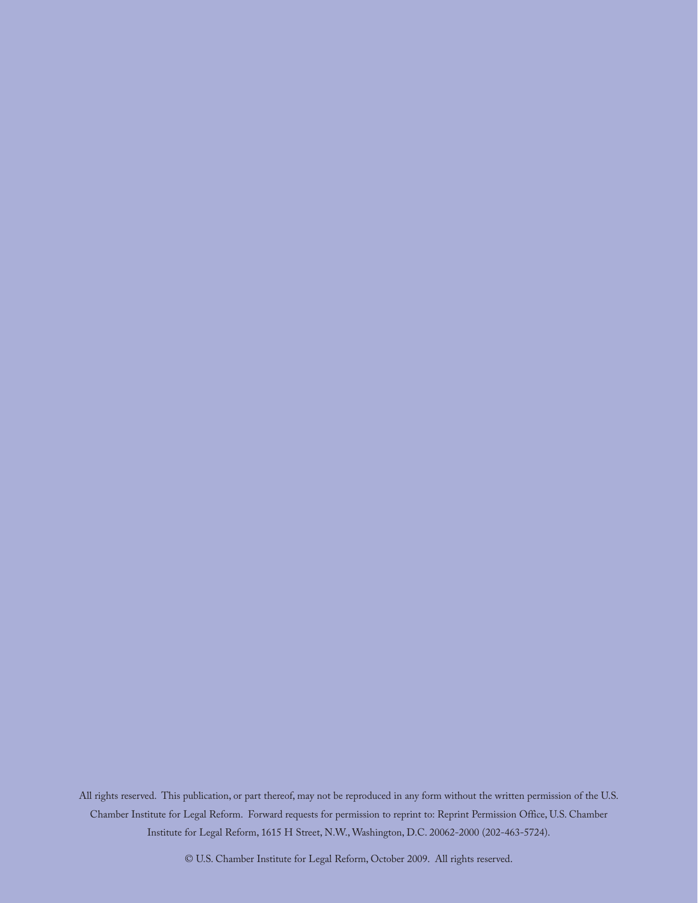All rights reserved. This publication, or part thereof, may not be reproduced in any form without the written permission of the U.S. Chamber Institute for Legal Reform. Forward requests for permission to reprint to: Reprint Permission Office, U.S. Chamber Institute for Legal Reform, 1615 H Street, N.W., Washington, D.C. 20062-2000 (202-463-5724).

© U.S. Chamber Institute for Legal Reform, October 2009. All rights reserved.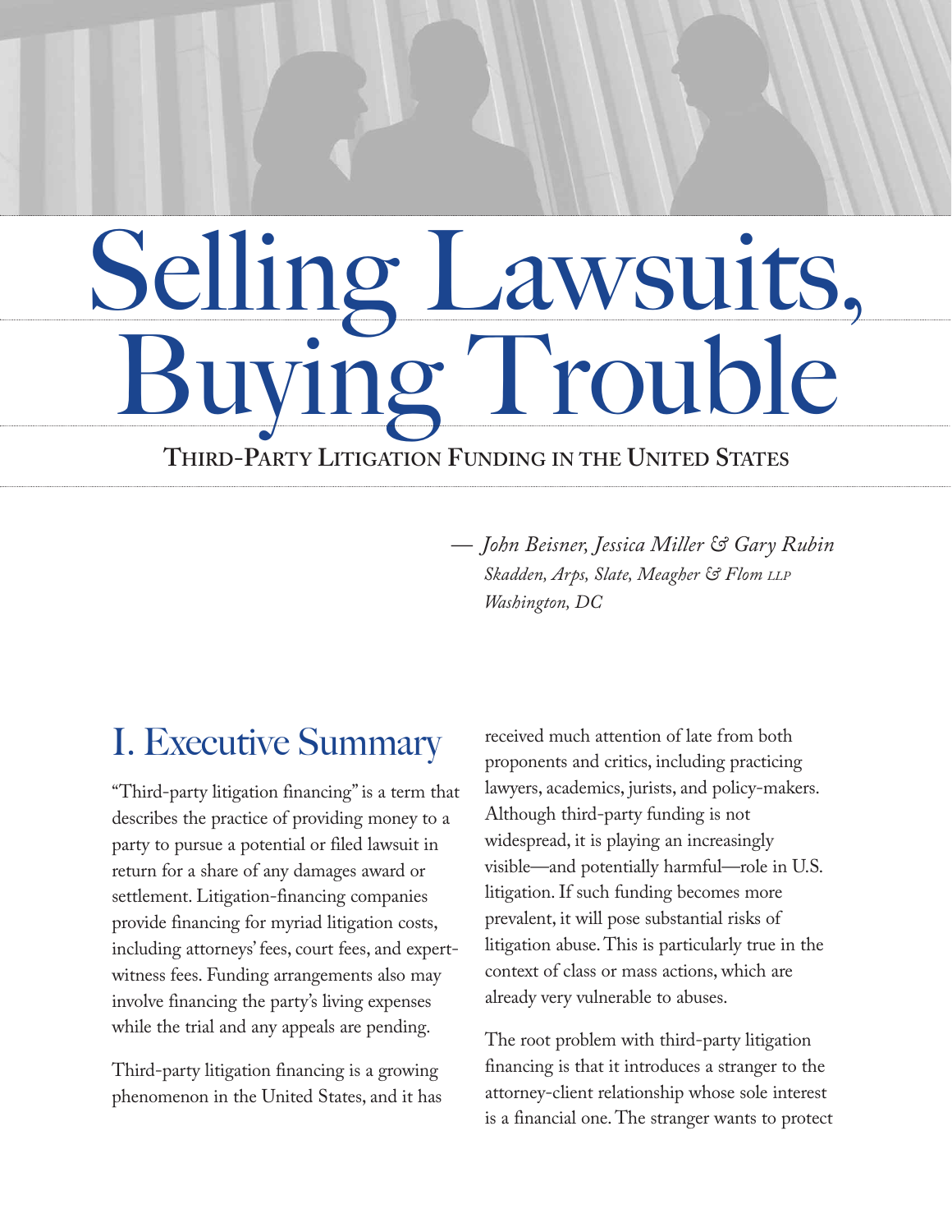# Selling Lawsuits, Buying Trouble

**THIRD-PARTY LITIGATION FUNDING IN THE UNITED STATES**

— *John Beisner, Jessica Miller & Gary Rubin*
*Skadden, Arps, Slate, Meagher & Flom LLP*
*Washington, DC*

## I. Executive Summary

"Third-party litigation financing" is a term that describes the practice of providing money to a party to pursue a potential or filed lawsuit in return for a share of any damages award or settlement. Litigation-financing companies provide financing for myriad litigation costs, including attorneys' fees, court fees, and expert-witness fees. Funding arrangements also may involve financing the party's living expenses while the trial and any appeals are pending.

Third-party litigation financing is a growing phenomenon in the United States, and it has received much attention of late from both proponents and critics, including practicing lawyers, academics, jurists, and policy-makers. Although third-party funding is not widespread, it is playing an increasingly visible—and potentially harmful—role in U.S. litigation. If such funding becomes more prevalent, it will pose substantial risks of litigation abuse. This is particularly true in the context of class or mass actions, which are already very vulnerable to abuses.

The root problem with third-party litigation financing is that it introduces a stranger to the attorney-client relationship whose sole interest is a financial one. The stranger wants to protect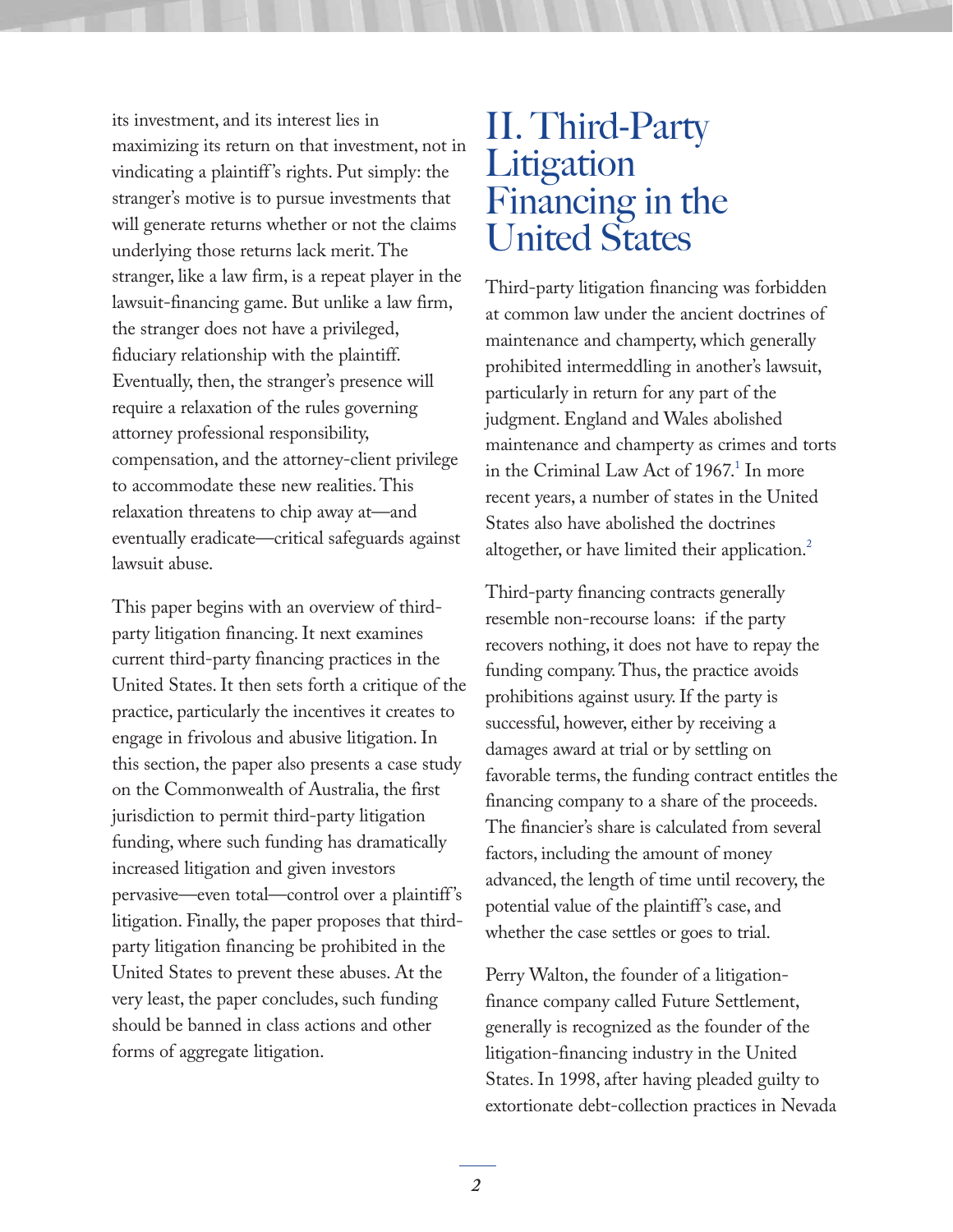its investment, and its interest lies in maximizing its return on that investment, not in vindicating a plaintiff's rights. Put simply: the stranger's motive is to pursue investments that will generate returns whether or not the claims underlying those returns lack merit. The stranger, like a law firm, is a repeat player in the lawsuit-financing game. But unlike a law firm, the stranger does not have a privileged, fiduciary relationship with the plaintiff. Eventually, then, the stranger's presence will require a relaxation of the rules governing attorney professional responsibility, compensation, and the attorney-client privilege to accommodate these new realities. This relaxation threatens to chip away at—and eventually eradicate—critical safeguards against lawsuit abuse.

This paper begins with an overview of third-party litigation financing. It next examines current third-party financing practices in the United States. It then sets forth a critique of the practice, particularly the incentives it creates to engage in frivolous and abusive litigation. In this section, the paper also presents a case study on the Commonwealth of Australia, the first jurisdiction to permit third-party litigation funding, where such funding has dramatically increased litigation and given investors pervasive—even total—control over a plaintiff's litigation. Finally, the paper proposes that third-party litigation financing be prohibited in the United States to prevent these abuses. At the very least, the paper concludes, such funding should be banned in class actions and other forms of aggregate litigation.

# II. Third-Party Litigation Financing in the United States

Third-party litigation financing was forbidden at common law under the ancient doctrines of maintenance and champerty, which generally prohibited intermeddling in another's lawsuit, particularly in return for any part of the judgment. England and Wales abolished maintenance and champerty as crimes and torts in the Criminal Law Act of 1967.[1] In more recent years, a number of states in the United States also have abolished the doctrines altogether, or have limited their application.[2]

Third-party financing contracts generally resemble non-recourse loans: if the party recovers nothing, it does not have to repay the funding company. Thus, the practice avoids prohibitions against usury. If the party is successful, however, either by receiving a damages award at trial or by settling on favorable terms, the funding contract entitles the financing company to a share of the proceeds. The financier's share is calculated from several factors, including the amount of money advanced, the length of time until recovery, the potential value of the plaintiff's case, and whether the case settles or goes to trial.

Perry Walton, the founder of a litigation-finance company called Future Settlement, generally is recognized as the founder of the litigation-financing industry in the United States. In 1998, after having pleaded guilty to extortionate debt-collection practices in Nevada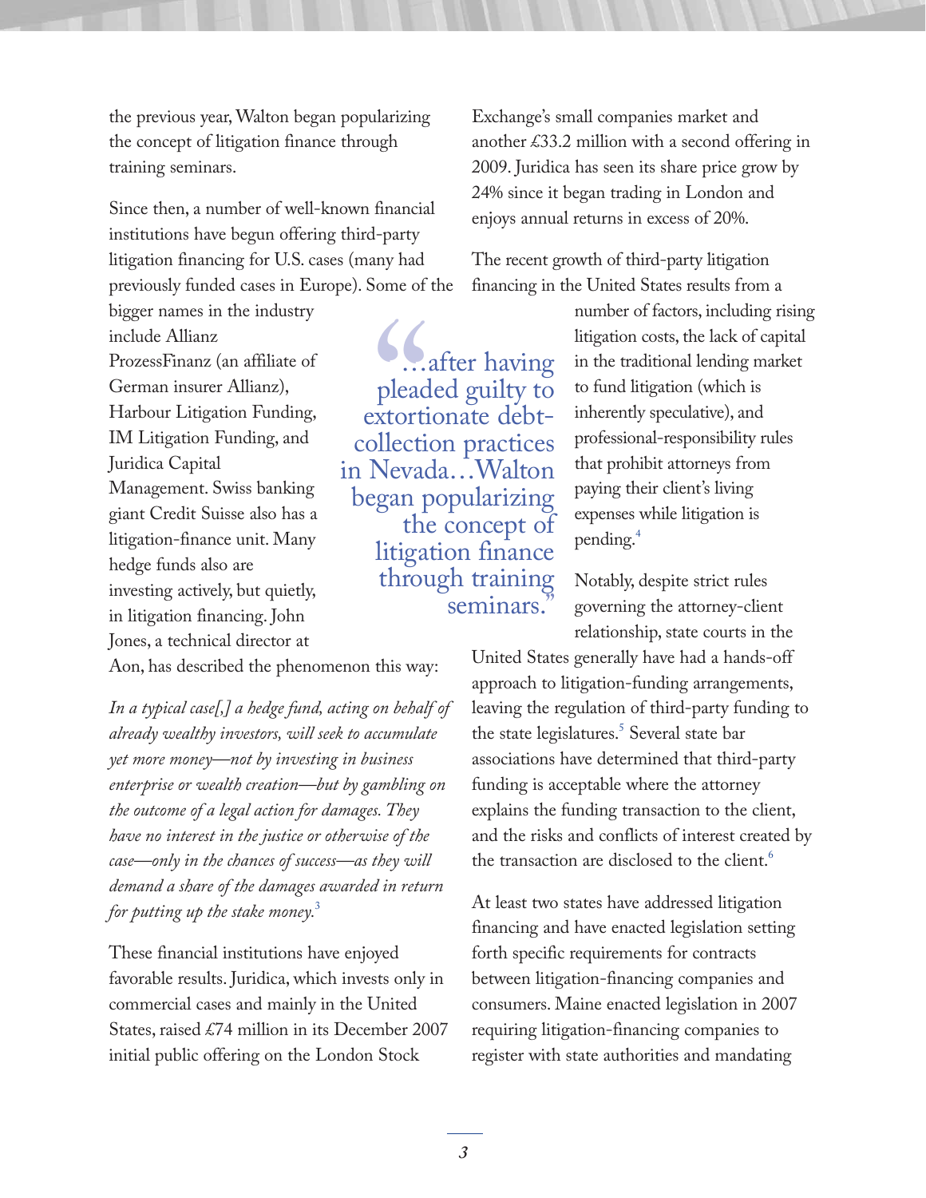the previous year, Walton began popularizing the concept of litigation finance through training seminars.

Since then, a number of well-known financial institutions have begun offering third-party litigation financing for U.S. cases (many had previously funded cases in Europe). Some of the bigger names in the industry include Allianz ProzessFinanz (an affiliate of German insurer Allianz), Harbour Litigation Funding, IM Litigation Funding, and Juridica Capital Management. Swiss banking giant Credit Suisse also has a litigation-finance unit. Many hedge funds also are investing actively, but quietly, in litigation financing. John Jones, a technical director at Aon, has described the phenomenon this way:

> "…after having pleaded guilty to extortionate debt-collection practices in Nevada…Walton began popularizing the concept of litigation finance through training seminars."

*In a typical case[,] a hedge fund, acting on behalf of already wealthy investors, will seek to accumulate yet more money—not by investing in business enterprise or wealth creation—but by gambling on the outcome of a legal action for damages. They have no interest in the justice or otherwise of the case—only in the chances of success—as they will demand a share of the damages awarded in return for putting up the stake money.*[3]

These financial institutions have enjoyed favorable results. Juridica, which invests only in commercial cases and mainly in the United States, raised £74 million in its December 2007 initial public offering on the London Stock Exchange's small companies market and another £33.2 million with a second offering in 2009. Juridica has seen its share price grow by 24% since it began trading in London and enjoys annual returns in excess of 20%.

The recent growth of third-party litigation financing in the United States results from a number of factors, including rising litigation costs, the lack of capital in the traditional lending market to fund litigation (which is inherently speculative), and professional-responsibility rules that prohibit attorneys from paying their client's living expenses while litigation is pending.[4]

Notably, despite strict rules governing the attorney-client relationship, state courts in the United States generally have had a hands-off approach to litigation-funding arrangements, leaving the regulation of third-party funding to the state legislatures.[5] Several state bar associations have determined that third-party funding is acceptable where the attorney explains the funding transaction to the client, and the risks and conflicts of interest created by the transaction are disclosed to the client.[6]

At least two states have addressed litigation financing and have enacted legislation setting forth specific requirements for contracts between litigation-financing companies and consumers. Maine enacted legislation in 2007 requiring litigation-financing companies to register with state authorities and mandating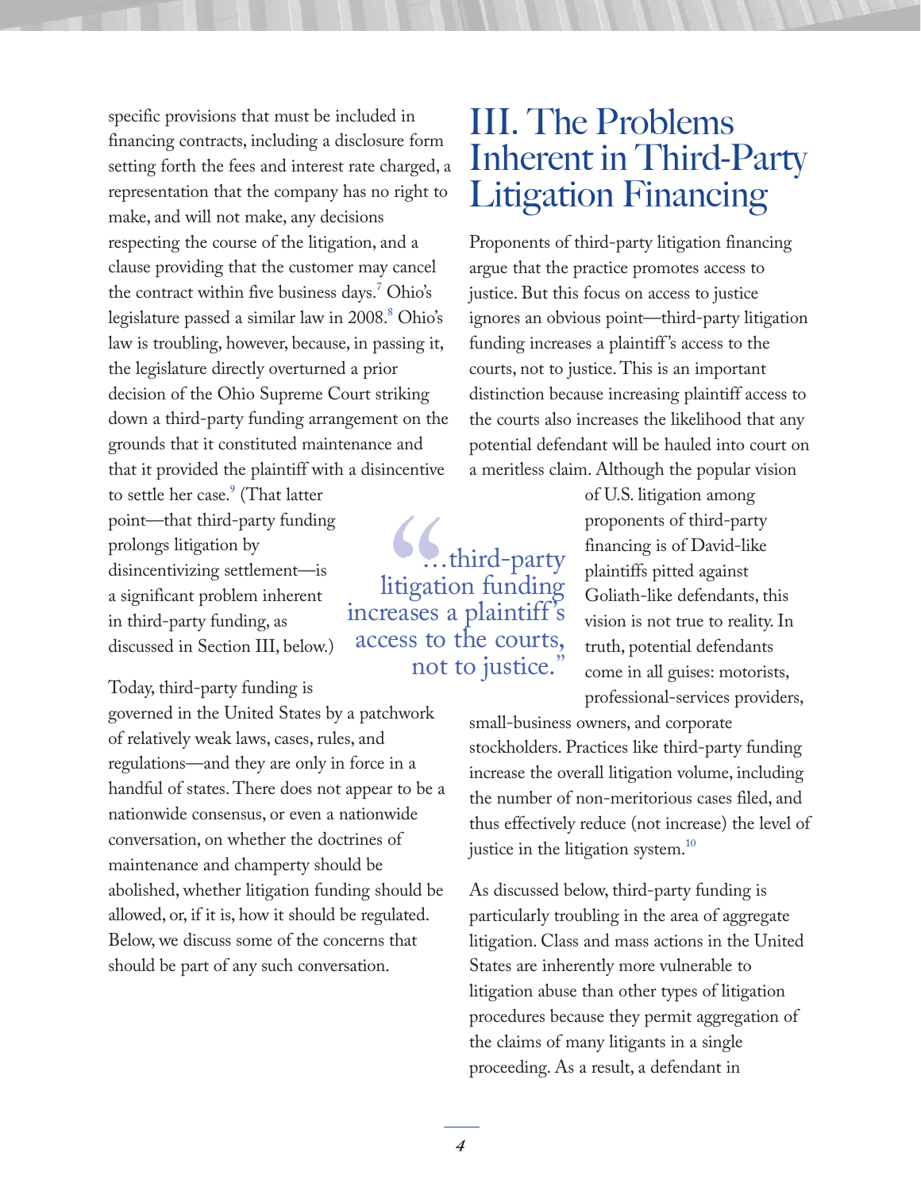specific provisions that must be included in financing contracts, including a disclosure form setting forth the fees and interest rate charged, a representation that the company has no right to make, and will not make, any decisions respecting the course of the litigation, and a clause providing that the customer may cancel the contract within five business days.[7] Ohio's legislature passed a similar law in 2008.[8] Ohio's law is troubling, however, because, in passing it, the legislature directly overturned a prior decision of the Ohio Supreme Court striking down a third-party funding arrangement on the grounds that it constituted maintenance and that it provided the plaintiff with a disincentive to settle her case.[9] (That latter point—that third-party funding prolongs litigation by disincentivizing settlement—is a significant problem inherent in third-party funding, as discussed in Section III, below.)

Today, third-party funding is governed in the United States by a patchwork of relatively weak laws, cases, rules, and regulations—and they are only in force in a handful of states. There does not appear to be a nationwide consensus, or even a nationwide conversation, on whether the doctrines of maintenance and champerty should be abolished, whether litigation funding should be allowed, or, if it is, how it should be regulated. Below, we discuss some of the concerns that should be part of any such conversation.

# III. The Problems Inherent in Third-Party Litigation Financing

Proponents of third-party litigation financing argue that the practice promotes access to justice. But this focus on access to justice ignores an obvious point—third-party litigation funding increases a plaintiff's access to the courts, not to justice. This is an important distinction because increasing plaintiff access to the courts also increases the likelihood that any potential defendant will be hauled into court on a meritless claim. Although the popular vision of U.S. litigation among proponents of third-party financing is of David-like plaintiffs pitted against Goliath-like defendants, this vision is not true to reality. In truth, potential defendants come in all guises: motorists, professional-services providers, small-business owners, and corporate stockholders. Practices like third-party funding increase the overall litigation volume, including the number of non-meritorious cases filed, and thus effectively reduce (not increase) the level of justice in the litigation system.[10]

> "...third-party litigation funding increases a plaintiff's access to the courts, not to justice."

As discussed below, third-party funding is particularly troubling in the area of aggregate litigation. Class and mass actions in the United States are inherently more vulnerable to litigation abuse than other types of litigation procedures because they permit aggregation of the claims of many litigants in a single proceeding. As a result, a defendant in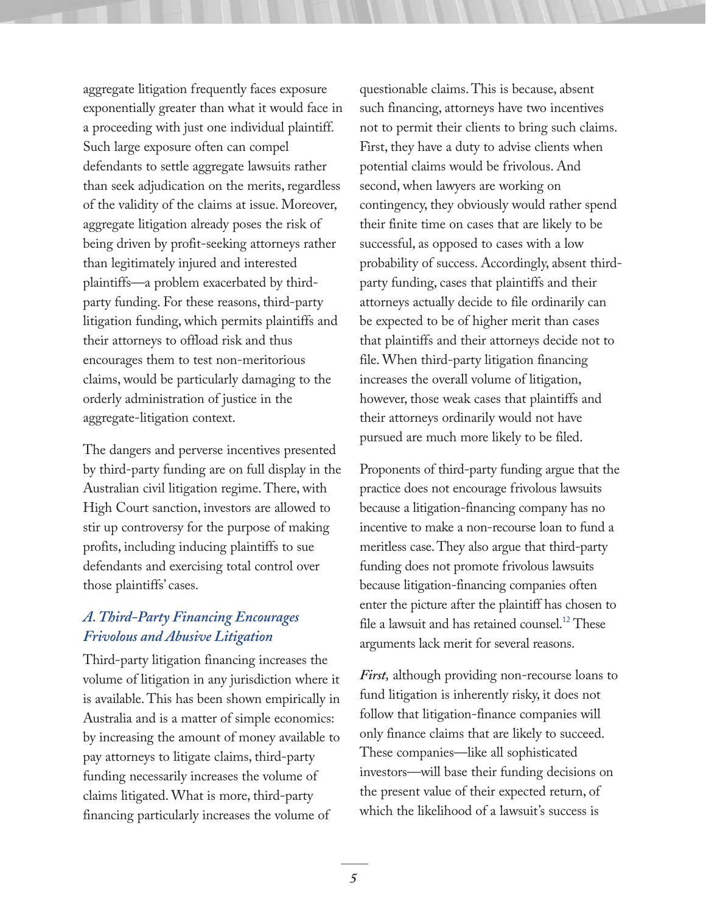aggregate litigation frequently faces exposure exponentially greater than what it would face in a proceeding with just one individual plaintiff. Such large exposure often can compel defendants to settle aggregate lawsuits rather than seek adjudication on the merits, regardless of the validity of the claims at issue. Moreover, aggregate litigation already poses the risk of being driven by profit-seeking attorneys rather than legitimately injured and interested plaintiffs—a problem exacerbated by third-party funding. For these reasons, third-party litigation funding, which permits plaintiffs and their attorneys to offload risk and thus encourages them to test non-meritorious claims, would be particularly damaging to the orderly administration of justice in the aggregate-litigation context.

The dangers and perverse incentives presented by third-party funding are on full display in the Australian civil litigation regime. There, with High Court sanction, investors are allowed to stir up controversy for the purpose of making profits, including inducing plaintiffs to sue defendants and exercising total control over those plaintiffs' cases.

### *A. Third-Party Financing Encourages Frivolous and Abusive Litigation*

Third-party litigation financing increases the volume of litigation in any jurisdiction where it is available. This has been shown empirically in Australia and is a matter of simple economics: by increasing the amount of money available to pay attorneys to litigate claims, third-party funding necessarily increases the volume of claims litigated. What is more, third-party financing particularly increases the volume of questionable claims. This is because, absent such financing, attorneys have two incentives not to permit their clients to bring such claims. First, they have a duty to advise clients when potential claims would be frivolous. And second, when lawyers are working on contingency, they obviously would rather spend their finite time on cases that are likely to be successful, as opposed to cases with a low probability of success. Accordingly, absent third-party funding, cases that plaintiffs and their attorneys actually decide to file ordinarily can be expected to be of higher merit than cases that plaintiffs and their attorneys decide not to file. When third-party litigation financing increases the overall volume of litigation, however, those weak cases that plaintiffs and their attorneys ordinarily would not have pursued are much more likely to be filed.

Proponents of third-party funding argue that the practice does not encourage frivolous lawsuits because a litigation-financing company has no incentive to make a non-recourse loan to fund a meritless case. They also argue that third-party funding does not promote frivolous lawsuits because litigation-financing companies often enter the picture after the plaintiff has chosen to file a lawsuit and has retained counsel.[12] These arguments lack merit for several reasons.

***First,*** although providing non-recourse loans to fund litigation is inherently risky, it does not follow that litigation-finance companies will only finance claims that are likely to succeed. These companies—like all sophisticated investors—will base their funding decisions on the present value of their expected return, of which the likelihood of a lawsuit's success is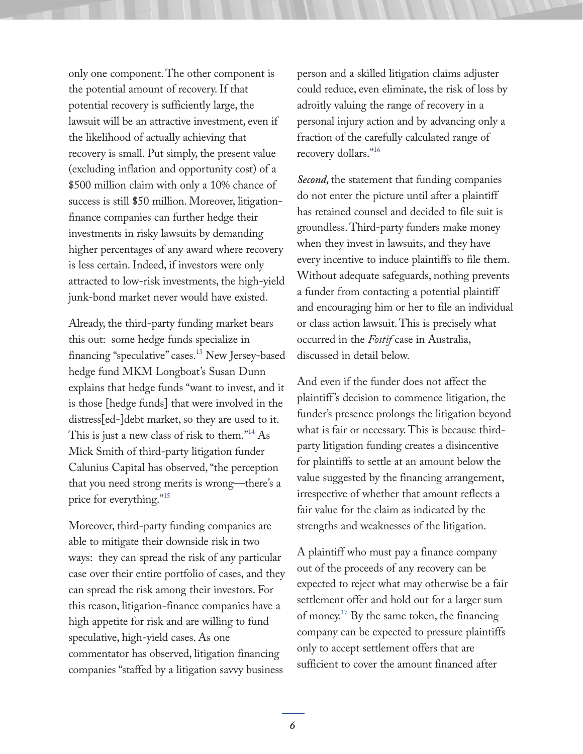only one component. The other component is the potential amount of recovery. If that potential recovery is sufficiently large, the lawsuit will be an attractive investment, even if the likelihood of actually achieving that recovery is small. Put simply, the present value (excluding inflation and opportunity cost) of a $500 million claim with only a 10% chance of success is still $50 million. Moreover, litigation-finance companies can further hedge their investments in risky lawsuits by demanding higher percentages of any award where recovery is less certain. Indeed, if investors were only attracted to low-risk investments, the high-yield junk-bond market never would have existed.

Already, the third-party funding market bears this out: some hedge funds specialize in financing "speculative" cases.[13] New Jersey-based hedge fund MKM Longboat's Susan Dunn explains that hedge funds "want to invest, and it is those [hedge funds] that were involved in the distress[ed-]debt market, so they are used to it. This is just a new class of risk to them."[14] As Mick Smith of third-party litigation funder Calunius Capital has observed, "the perception that you need strong merits is wrong—there's a price for everything."[15]

Moreover, third-party funding companies are able to mitigate their downside risk in two ways: they can spread the risk of any particular case over their entire portfolio of cases, and they can spread the risk among their investors. For this reason, litigation-finance companies have a high appetite for risk and are willing to fund speculative, high-yield cases. As one commentator has observed, litigation financing companies "staffed by a litigation savvy business person and a skilled litigation claims adjuster could reduce, even eliminate, the risk of loss by adroitly valuing the range of recovery in a personal injury action and by advancing only a fraction of the carefully calculated range of recovery dollars."[16]

***Second***, the statement that funding companies do not enter the picture until after a plaintiff has retained counsel and decided to file suit is groundless. Third-party funders make money when they invest in lawsuits, and they have every incentive to induce plaintiffs to file them. Without adequate safeguards, nothing prevents a funder from contacting a potential plaintiff and encouraging him or her to file an individual or class action lawsuit. This is precisely what occurred in the *Fostif* case in Australia, discussed in detail below.

And even if the funder does not affect the plaintiff's decision to commence litigation, the funder's presence prolongs the litigation beyond what is fair or necessary. This is because third-party litigation funding creates a disincentive for plaintiffs to settle at an amount below the value suggested by the financing arrangement, irrespective of whether that amount reflects a fair value for the claim as indicated by the strengths and weaknesses of the litigation.

A plaintiff who must pay a finance company out of the proceeds of any recovery can be expected to reject what may otherwise be a fair settlement offer and hold out for a larger sum of money.[17] By the same token, the financing company can be expected to pressure plaintiffs only to accept settlement offers that are sufficient to cover the amount financed after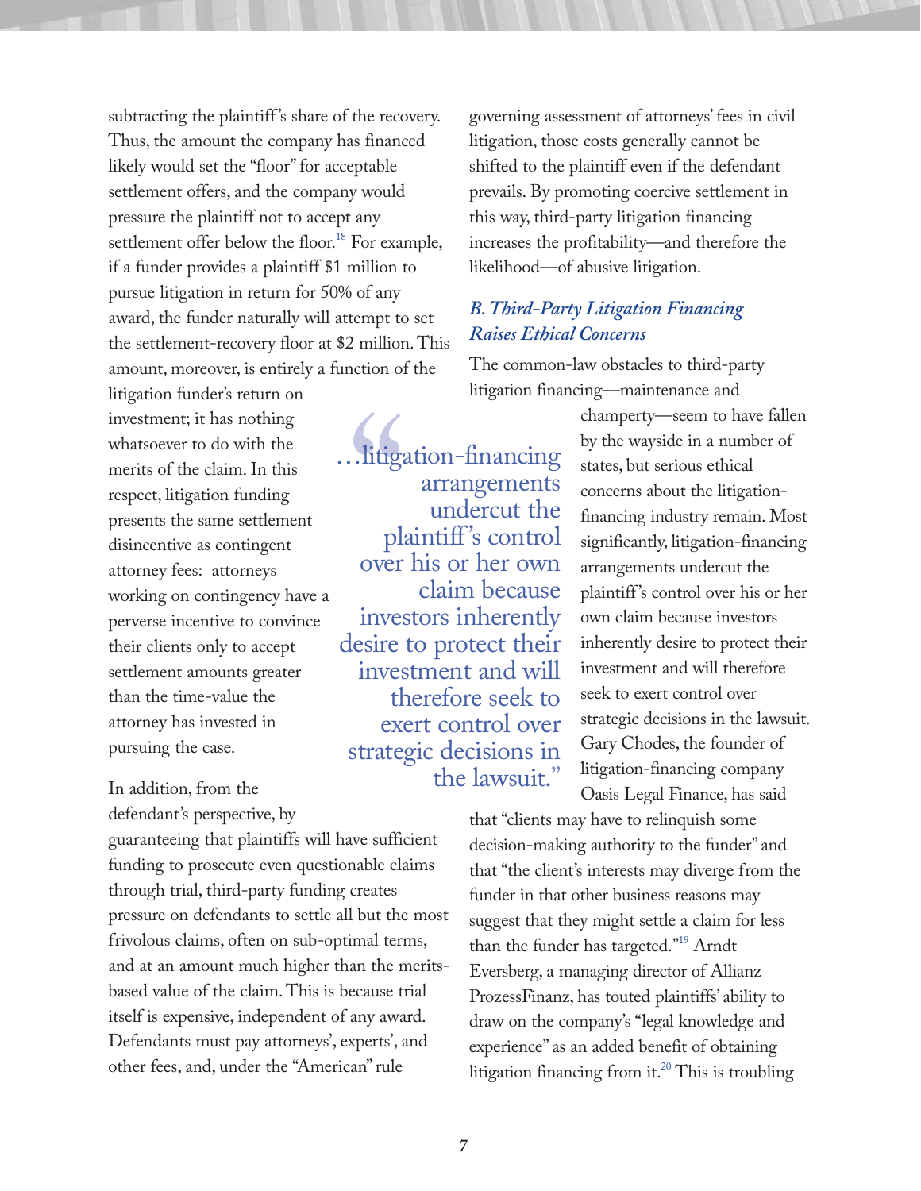subtracting the plaintiff's share of the recovery. Thus, the amount the company has financed likely would set the "floor" for acceptable settlement offers, and the company would pressure the plaintiff not to accept any settlement offer below the floor.[18] For example, if a funder provides a plaintiff $1 million to pursue litigation in return for 50% of any award, the funder naturally will attempt to set the settlement-recovery floor at $2 million. This amount, moreover, is entirely a function of the litigation funder's return on investment; it has nothing whatsoever to do with the merits of the claim. In this respect, litigation funding presents the same settlement disincentive as contingent attorney fees: attorneys working on contingency have a perverse incentive to convince their clients only to accept settlement amounts greater than the time-value the attorney has invested in pursuing the case.

In addition, from the defendant's perspective, by guaranteeing that plaintiffs will have sufficient funding to prosecute even questionable claims through trial, third-party funding creates pressure on defendants to settle all but the most frivolous claims, often on sub-optimal terms, and at an amount much higher than the merits-based value of the claim. This is because trial itself is expensive, independent of any award. Defendants must pay attorneys', experts', and other fees, and, under the "American" rule governing assessment of attorneys' fees in civil litigation, those costs generally cannot be shifted to the plaintiff even if the defendant prevails. By promoting coercive settlement in this way, third-party litigation financing increases the profitability—and therefore the likelihood—of abusive litigation.

## *B. Third-Party Litigation Financing Raises Ethical Concerns*

The common-law obstacles to third-party litigation financing—maintenance and champerty—seem to have fallen by the wayside in a number of states, but serious ethical concerns about the litigation-financing industry remain. Most significantly, litigation-financing arrangements undercut the plaintiff's control over his or her own claim because investors inherently desire to protect their investment and will therefore seek to exert control over strategic decisions in the lawsuit. Gary Chodes, the founder of litigation-financing company Oasis Legal Finance, has said that "clients may have to relinquish some decision-making authority to the funder" and that "the client's interests may diverge from the funder in that other business reasons may suggest that they might settle a claim for less than the funder has targeted."[19] Arndt Eversberg, a managing director of Allianz ProzessFinanz, has touted plaintiffs' ability to draw on the company's "legal knowledge and experience" as an added benefit of obtaining litigation financing from it.[20] This is troubling

> "…litigation-financing arrangements undercut the plaintiff's control over his or her own claim because investors inherently desire to protect their investment and will therefore seek to exert control over strategic decisions in the lawsuit."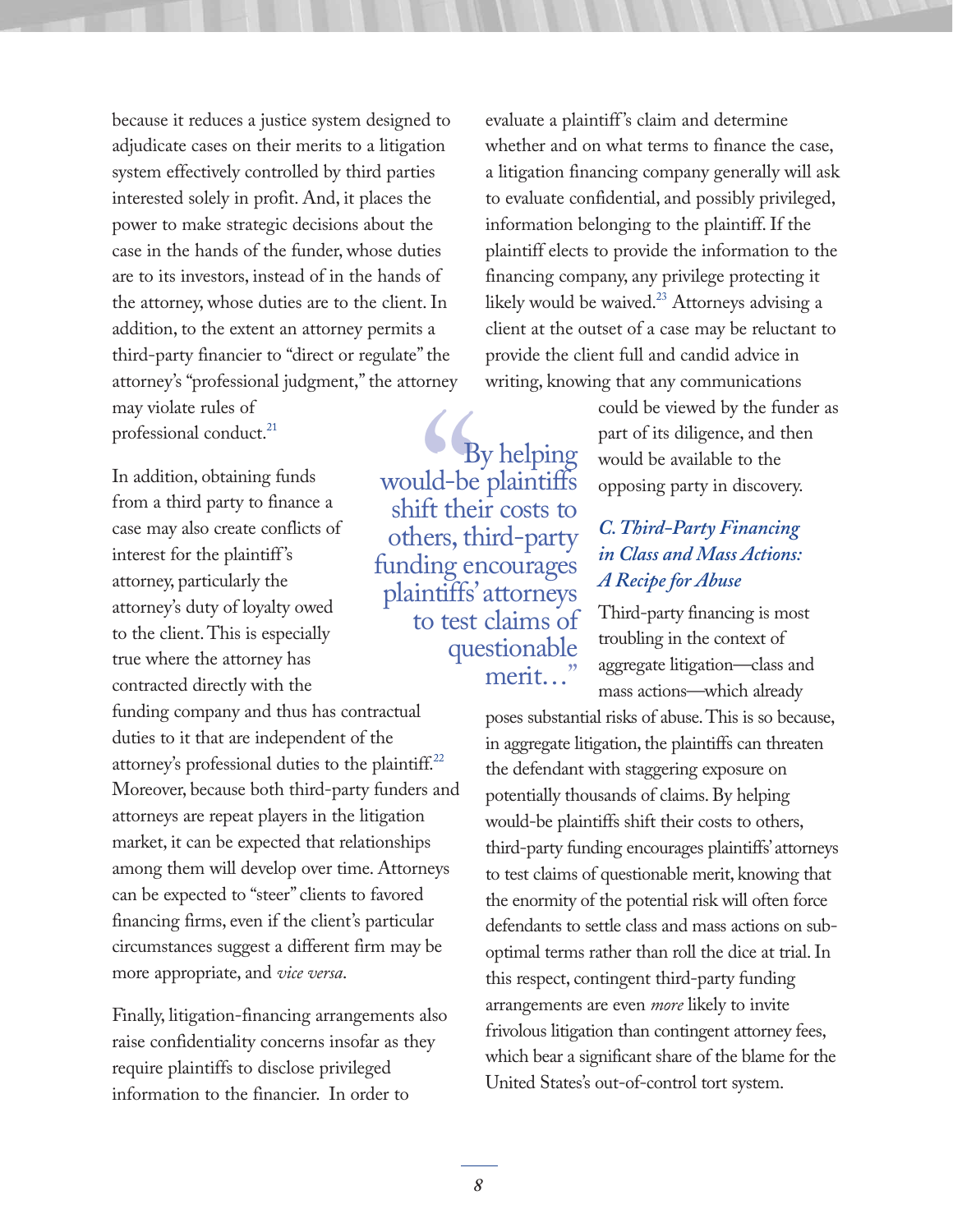because it reduces a justice system designed to adjudicate cases on their merits to a litigation system effectively controlled by third parties interested solely in profit. And, it places the power to make strategic decisions about the case in the hands of the funder, whose duties are to its investors, instead of in the hands of the attorney, whose duties are to the client. In addition, to the extent an attorney permits a third-party financier to "direct or regulate" the attorney's "professional judgment," the attorney may violate rules of professional conduct.[21]

In addition, obtaining funds from a third party to finance a case may also create conflicts of interest for the plaintiff's attorney, particularly the attorney's duty of loyalty owed to the client. This is especially true where the attorney has contracted directly with the funding company and thus has contractual duties to it that are independent of the attorney's professional duties to the plaintiff.[22] Moreover, because both third-party funders and attorneys are repeat players in the litigation market, it can be expected that relationships among them will develop over time. Attorneys can be expected to "steer" clients to favored financing firms, even if the client's particular circumstances suggest a different firm may be more appropriate, and *vice versa*.

Finally, litigation-financing arrangements also raise confidentiality concerns insofar as they require plaintiffs to disclose privileged information to the financier. In order to evaluate a plaintiff's claim and determine whether and on what terms to finance the case, a litigation financing company generally will ask to evaluate confidential, and possibly privileged, information belonging to the plaintiff. If the plaintiff elects to provide the information to the financing company, any privilege protecting it likely would be waived.[23] Attorneys advising a client at the outset of a case may be reluctant to provide the client full and candid advice in writing, knowing that any communications could be viewed by the funder as part of its diligence, and then would be available to the opposing party in discovery.

> "By helping would-be plaintiffs shift their costs to others, third-party funding encourages plaintiffs' attorneys to test claims of questionable merit…"

### *C. Third-Party Financing in Class and Mass Actions: A Recipe for Abuse*

Third-party financing is most troubling in the context of aggregate litigation—class and mass actions—which already poses substantial risks of abuse. This is so because, in aggregate litigation, the plaintiffs can threaten the defendant with staggering exposure on potentially thousands of claims. By helping would-be plaintiffs shift their costs to others, third-party funding encourages plaintiffs' attorneys to test claims of questionable merit, knowing that the enormity of the potential risk will often force defendants to settle class and mass actions on sub-optimal terms rather than roll the dice at trial. In this respect, contingent third-party funding arrangements are even *more* likely to invite frivolous litigation than contingent attorney fees, which bear a significant share of the blame for the United States's out-of-control tort system.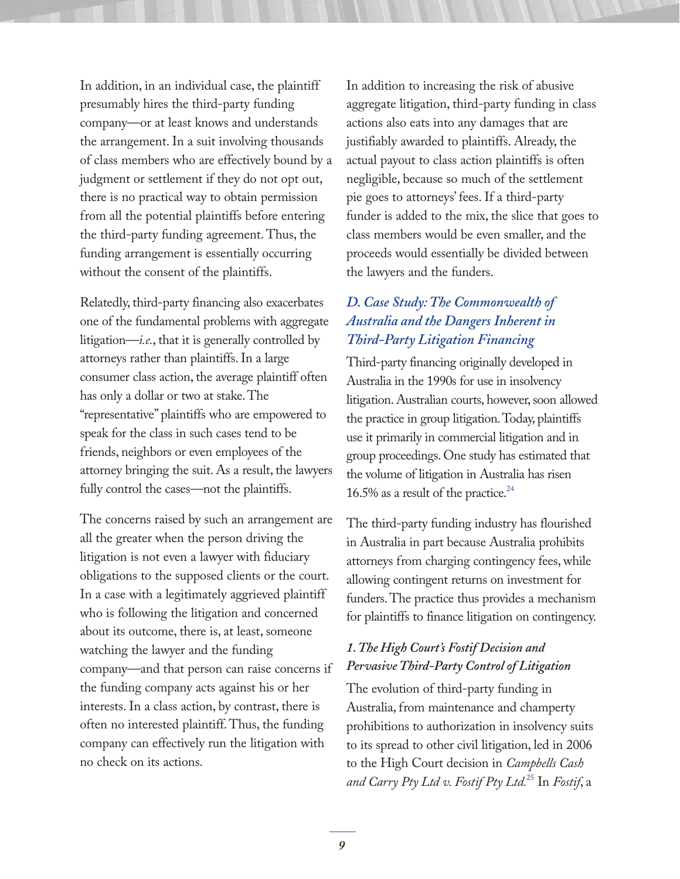In addition, in an individual case, the plaintiff presumably hires the third-party funding company—or at least knows and understands the arrangement. In a suit involving thousands of class members who are effectively bound by a judgment or settlement if they do not opt out, there is no practical way to obtain permission from all the potential plaintiffs before entering the third-party funding agreement. Thus, the funding arrangement is essentially occurring without the consent of the plaintiffs.

Relatedly, third-party financing also exacerbates one of the fundamental problems with aggregate litigation—*i.e.*, that it is generally controlled by attorneys rather than plaintiffs. In a large consumer class action, the average plaintiff often has only a dollar or two at stake. The "representative" plaintiffs who are empowered to speak for the class in such cases tend to be friends, neighbors or even employees of the attorney bringing the suit. As a result, the lawyers fully control the cases—not the plaintiffs.

The concerns raised by such an arrangement are all the greater when the person driving the litigation is not even a lawyer with fiduciary obligations to the supposed clients or the court. In a case with a legitimately aggrieved plaintiff who is following the litigation and concerned about its outcome, there is, at least, someone watching the lawyer and the funding company—and that person can raise concerns if the funding company acts against his or her interests. In a class action, by contrast, there is often no interested plaintiff. Thus, the funding company can effectively run the litigation with no check on its actions.

In addition to increasing the risk of abusive aggregate litigation, third-party funding in class actions also eats into any damages that are justifiably awarded to plaintiffs. Already, the actual payout to class action plaintiffs is often negligible, because so much of the settlement pie goes to attorneys' fees. If a third-party funder is added to the mix, the slice that goes to class members would be even smaller, and the proceeds would essentially be divided between the lawyers and the funders.

### *D. Case Study: The Commonwealth of Australia and the Dangers Inherent in Third-Party Litigation Financing*

Third-party financing originally developed in Australia in the 1990s for use in insolvency litigation. Australian courts, however, soon allowed the practice in group litigation. Today, plaintiffs use it primarily in commercial litigation and in group proceedings. One study has estimated that the volume of litigation in Australia has risen 16.5% as a result of the practice.[24]

The third-party funding industry has flourished in Australia in part because Australia prohibits attorneys from charging contingency fees, while allowing contingent returns on investment for funders. The practice thus provides a mechanism for plaintiffs to finance litigation on contingency.

#### *1. The High Court's Fostif Decision and Pervasive Third-Party Control of Litigation*

The evolution of third-party funding in Australia, from maintenance and champerty prohibitions to authorization in insolvency suits to its spread to other civil litigation, led in 2006 to the High Court decision in *Campbells Cash and Carry Pty Ltd v. Fostif Pty Ltd.*[25] In *Fostif*, a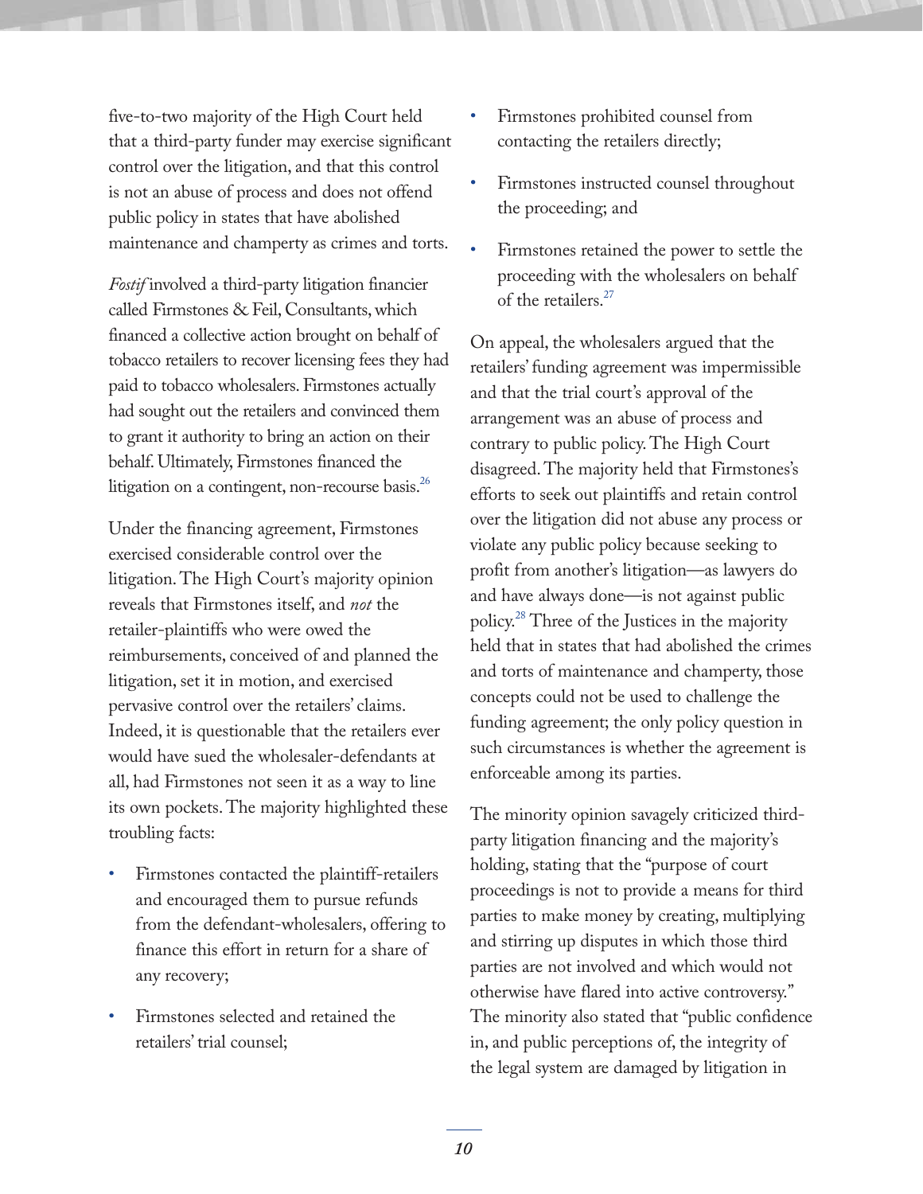five-to-two majority of the High Court held that a third-party funder may exercise significant control over the litigation, and that this control is not an abuse of process and does not offend public policy in states that have abolished maintenance and champerty as crimes and torts.

*Fostif* involved a third-party litigation financier called Firmstones & Feil, Consultants, which financed a collective action brought on behalf of tobacco retailers to recover licensing fees they had paid to tobacco wholesalers. Firmstones actually had sought out the retailers and convinced them to grant it authority to bring an action on their behalf. Ultimately, Firmstones financed the litigation on a contingent, non-recourse basis.[26]

Under the financing agreement, Firmstones exercised considerable control over the litigation. The High Court's majority opinion reveals that Firmstones itself, and *not* the retailer-plaintiffs who were owed the reimbursements, conceived of and planned the litigation, set it in motion, and exercised pervasive control over the retailers' claims. Indeed, it is questionable that the retailers ever would have sued the wholesaler-defendants at all, had Firmstones not seen it as a way to line its own pockets. The majority highlighted these troubling facts:

- Firmstones contacted the plaintiff-retailers and encouraged them to pursue refunds from the defendant-wholesalers, offering to finance this effort in return for a share of any recovery;
- Firmstones selected and retained the retailers' trial counsel;
- Firmstones prohibited counsel from contacting the retailers directly;
- Firmstones instructed counsel throughout the proceeding; and
- Firmstones retained the power to settle the proceeding with the wholesalers on behalf of the retailers.[27]

On appeal, the wholesalers argued that the retailers' funding agreement was impermissible and that the trial court's approval of the arrangement was an abuse of process and contrary to public policy. The High Court disagreed. The majority held that Firmstones's efforts to seek out plaintiffs and retain control over the litigation did not abuse any process or violate any public policy because seeking to profit from another's litigation—as lawyers do and have always done—is not against public policy.[28] Three of the Justices in the majority held that in states that had abolished the crimes and torts of maintenance and champerty, those concepts could not be used to challenge the funding agreement; the only policy question in such circumstances is whether the agreement is enforceable among its parties.

The minority opinion savagely criticized third-party litigation financing and the majority's holding, stating that the "purpose of court proceedings is not to provide a means for third parties to make money by creating, multiplying and stirring up disputes in which those third parties are not involved and which would not otherwise have flared into active controversy." The minority also stated that "public confidence in, and public perceptions of, the integrity of the legal system are damaged by litigation in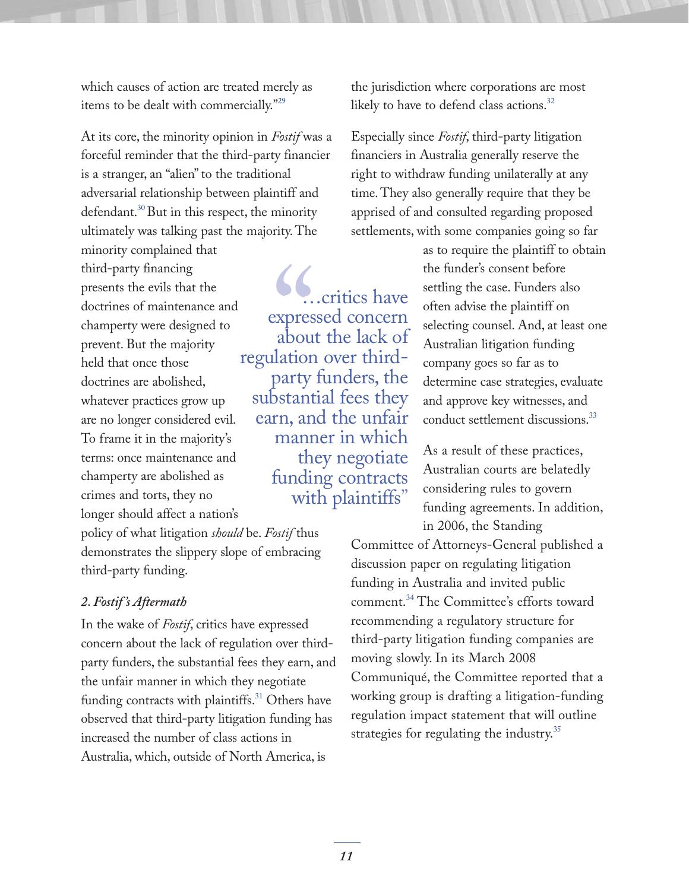which causes of action are treated merely as items to be dealt with commercially."[29]

At its core, the minority opinion in *Fostif* was a forceful reminder that the third-party financier is a stranger, an "alien" to the traditional adversarial relationship between plaintiff and defendant.[30] But in this respect, the minority ultimately was talking past the majority. The minority complained that third-party financing presents the evils that the doctrines of maintenance and champerty were designed to prevent. But the majority held that once those doctrines are abolished, whatever practices grow up are no longer considered evil. To frame it in the majority's terms: once maintenance and champerty are abolished as crimes and torts, they no longer should affect a nation's policy of what litigation *should* be. *Fostif* thus demonstrates the slippery slope of embracing third-party funding.

> "…critics have expressed concern about the lack of regulation over third-party funders, the substantial fees they earn, and the unfair manner in which they negotiate funding contracts with plaintiffs"

*2. Fostif's Aftermath*

In the wake of *Fostif*, critics have expressed concern about the lack of regulation over third-party funders, the substantial fees they earn, and the unfair manner in which they negotiate funding contracts with plaintiffs.[31] Others have observed that third-party litigation funding has increased the number of class actions in Australia, which, outside of North America, is the jurisdiction where corporations are most likely to have to defend class actions.[32]

Especially since *Fostif*, third-party litigation financiers in Australia generally reserve the right to withdraw funding unilaterally at any time. They also generally require that they be apprised of and consulted regarding proposed settlements, with some companies going so far as to require the plaintiff to obtain the funder's consent before settling the case. Funders also often advise the plaintiff on selecting counsel. And, at least one Australian litigation funding company goes so far as to determine case strategies, evaluate and approve key witnesses, and conduct settlement discussions.[33]

As a result of these practices, Australian courts are belatedly considering rules to govern funding agreements. In addition, in 2006, the Standing Committee of Attorneys-General published a discussion paper on regulating litigation funding in Australia and invited public comment.[34] The Committee's efforts toward recommending a regulatory structure for third-party litigation funding companies are moving slowly. In its March 2008 Communiqué, the Committee reported that a working group is drafting a litigation-funding regulation impact statement that will outline strategies for regulating the industry.[35]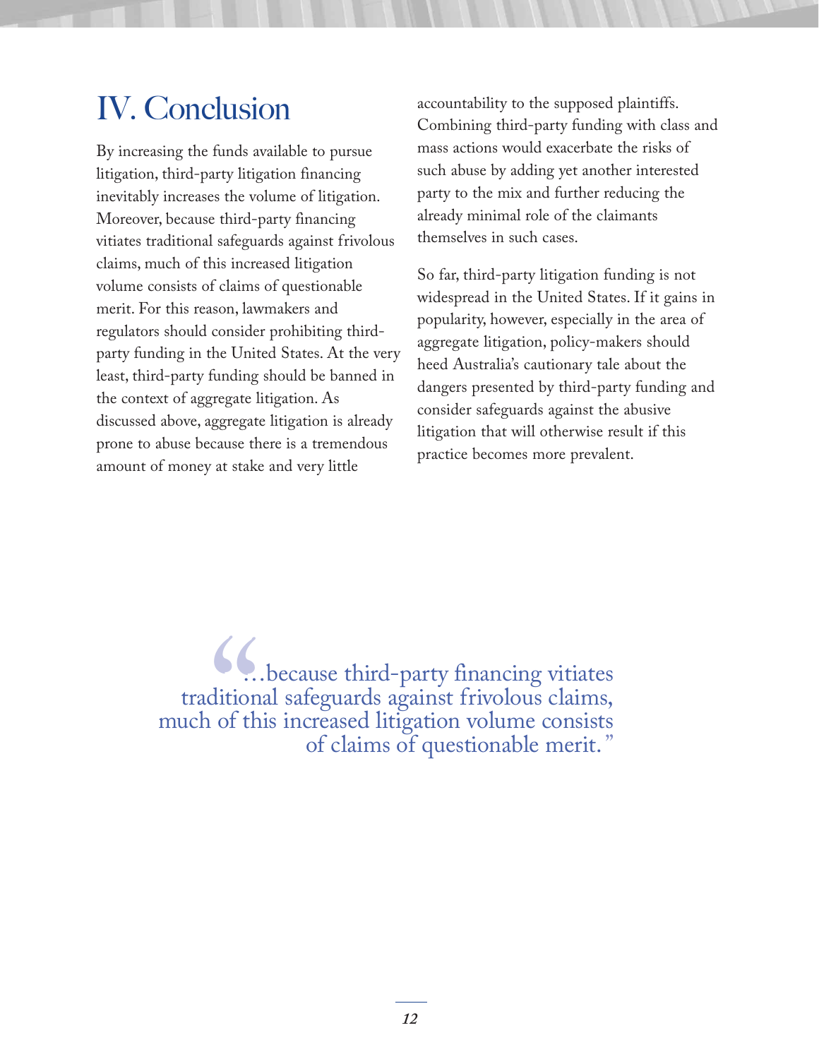# IV. Conclusion

By increasing the funds available to pursue litigation, third-party litigation financing inevitably increases the volume of litigation. Moreover, because third-party financing vitiates traditional safeguards against frivolous claims, much of this increased litigation volume consists of claims of questionable merit. For this reason, lawmakers and regulators should consider prohibiting third-party funding in the United States. At the very least, third-party funding should be banned in the context of aggregate litigation. As discussed above, aggregate litigation is already prone to abuse because there is a tremendous amount of money at stake and very little accountability to the supposed plaintiffs. Combining third-party funding with class and mass actions would exacerbate the risks of such abuse by adding yet another interested party to the mix and further reducing the already minimal role of the claimants themselves in such cases.

So far, third-party litigation funding is not widespread in the United States. If it gains in popularity, however, especially in the area of aggregate litigation, policy-makers should heed Australia's cautionary tale about the dangers presented by third-party funding and consider safeguards against the abusive litigation that will otherwise result if this practice becomes more prevalent.

> "…because third-party financing vitiates traditional safeguards against frivolous claims, much of this increased litigation volume consists of claims of questionable merit."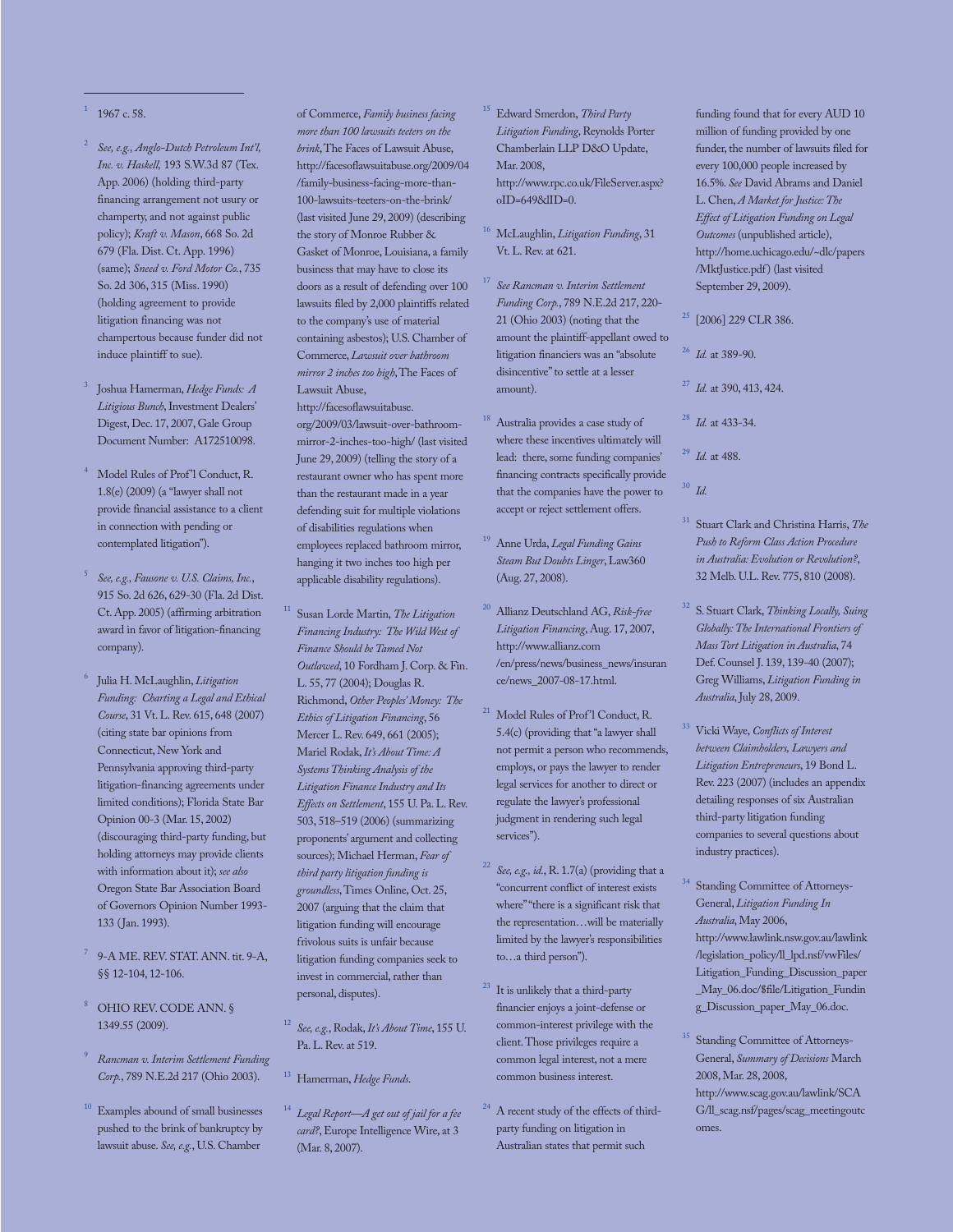1 1967 c. 58.

2 *See, e.g., Anglo-Dutch Petroleum Int'l, Inc. v. Haskell*, 193 S.W.3d 87 (Tex. App. 2006) (holding third-party financing arrangement not usury or champerty, and not against public policy); *Kraft v. Mason*, 668 So. 2d 679 (Fla. Dist. Ct. App. 1996) (same); *Sneed v. Ford Motor Co.*, 735 So. 2d 306, 315 (Miss. 1990) (holding agreement to provide litigation financing was not champertous because funder did not induce plaintiff to sue).

3 Joshua Hamerman, *Hedge Funds: A Litigious Bunch*, Investment Dealers' Digest, Dec. 17, 2007, Gale Group Document Number: A172510098.

4 Model Rules of Prof'l Conduct, R. 1.8(e) (2009) (a "lawyer shall not provide financial assistance to a client in connection with pending or contemplated litigation").

5 *See, e.g., Fausone v. U.S. Claims, Inc.*, 915 So. 2d 626, 629-30 (Fla. 2d Dist. Ct. App. 2005) (affirming arbitration award in favor of litigation-financing company).

6 Julia H. McLaughlin, *Litigation Funding: Charting a Legal and Ethical Course*, 31 Vt. L. Rev. 615, 648 (2007) (citing state bar opinions from Connecticut, New York and Pennsylvania approving third-party litigation-financing agreements under limited conditions); Florida State Bar Opinion 00-3 (Mar. 15, 2002) (discouraging third-party funding, but holding attorneys may provide clients with information about it); *see also* Oregon State Bar Association Board of Governors Opinion Number 1993-133 (Jan. 1993).

7 9-A ME. REV. STAT. ANN. tit. 9-A, §§ 12-104, 12-106.

8 OHIO REV. CODE ANN. § 1349.55 (2009).

9 *Rancman v. Interim Settlement Funding Corp.*, 789 N.E.2d 217 (Ohio 2003).

10 Examples abound of small businesses pushed to the brink of bankruptcy by lawsuit abuse. *See, e.g.*, U.S. Chamber of Commerce, *Family business facing more than 100 lawsuits teeters on the brink*, The Faces of Lawsuit Abuse, http://facesoflawsuitabuse.org/2009/04/family-business-facing-more-than-100-lawsuits-teeters-on-the-brink/ (last visited June 29, 2009) (describing the story of Monroe Rubber & Gasket of Monroe, Louisiana, a family business that may have to close its doors as a result of defending over 100 lawsuits filed by 2,000 plaintiffs related to the company's use of material containing asbestos); U.S. Chamber of Commerce, *Lawsuit over bathroom mirror 2 inches too high*, The Faces of Lawsuit Abuse, http://facesoflawsuitabuse.org/2009/03/lawsuit-over-bathroom-mirror-2-inches-too-high/ (last visited June 29, 2009) (telling the story of a restaurant owner who has spent more than the restaurant made in a year defending suit for multiple violations of disabilities regulations when employees replaced bathroom mirror, hanging it two inches too high per applicable disability regulations).

11 Susan Lorde Martin, *The Litigation Financing Industry: The Wild West of Finance Should be Tamed Not Outlawed*, 10 Fordham J. Corp. & Fin. L. 55, 77 (2004); Douglas R. Richmond, *Other Peoples' Money: The Ethics of Litigation Financing*, 56 Mercer L. Rev. 649, 661 (2005); Mariel Rodak, *It's About Time: A Systems Thinking Analysis of the Litigation Finance Industry and Its Effects on Settlement*, 155 U. Pa. L. Rev. 503, 518–519 (2006) (summarizing proponents' argument and collecting sources); Michael Herman, *Fear of third party litigation funding is groundless*, Times Online, Oct. 25, 2007 (arguing that the claim that litigation funding will encourage frivolous suits is unfair because litigation funding companies seek to invest in commercial, rather than personal, disputes).

12 *See, e.g.*, Rodak, *It's About Time*, 155 U. Pa. L. Rev. at 519.

13 Hamerman, *Hedge Funds*.

14 *Legal Report—A get out of jail for a fee card?*, Europe Intelligence Wire, at 3 (Mar. 8, 2007).

15 Edward Smerdon, *Third Party Litigation Funding*, Reynolds Porter Chamberlain LLP D&O Update, Mar. 2008, http://www.rpc.co.uk/FileServer.aspx?oID=649&lID=0.

16 McLaughlin, *Litigation Funding*, 31 Vt. L. Rev. at 621.

17 *See Rancman v. Interim Settlement Funding Corp.*, 789 N.E.2d 217, 220-21 (Ohio 2003) (noting that the amount the plaintiff-appellant owed to litigation financiers was an "absolute disincentive" to settle at a lesser amount).

18 Australia provides a case study of where these incentives ultimately will lead: there, some funding companies' financing contracts specifically provide that the companies have the power to accept or reject settlement offers.

19 Anne Urda, *Legal Funding Gains Steam But Doubts Linger*, Law360 (Aug. 27, 2008).

20 Allianz Deutschland AG, *Risk-free Litigation Financing*, Aug. 17, 2007, http://www.allianz.com/en/press/news/business_news/insurance/news_2007-08-17.html.

21 Model Rules of Prof'l Conduct, R. 5.4(c) (providing that "a lawyer shall not permit a person who recommends, employs, or pays the lawyer to render legal services for another to direct or regulate the lawyer's professional judgment in rendering such legal services").

22 *See, e.g., id.*, R. 1.7(a) (providing that a "concurrent conflict of interest exists where" "there is a significant risk that the representation…will be materially limited by the lawyer's responsibilities to…a third person").

23 It is unlikely that a third-party financier enjoys a joint-defense or common-interest privilege with the client. Those privileges require a common legal interest, not a mere common business interest.

24 A recent study of the effects of third-party funding on litigation in Australian states that permit such funding found that for every AUD 10 million of funding provided by one funder, the number of lawsuits filed for every 100,000 people increased by 16.5%. *See* David Abrams and Daniel L. Chen, *A Market for Justice: The Effect of Litigation Funding on Legal Outcomes* (unpublished article), http://home.uchicago.edu/~dlc/papers/MktJustice.pdf) (last visited September 29, 2009).

25 [2006] 229 CLR 386.

26 *Id.* at 389-90.

27 *Id.* at 390, 413, 424.

28 *Id.* at 433-34.

29 *Id.* at 488.

30 *Id.*

31 Stuart Clark and Christina Harris, *The Push to Reform Class Action Procedure in Australia: Evolution or Revolution?*, 32 Melb. U.L. Rev. 775, 810 (2008).

32 S. Stuart Clark, *Thinking Locally, Suing Globally: The International Frontiers of Mass Tort Litigation in Australia*, 74 Def. Counsel J. 139, 139-40 (2007); Greg Williams, *Litigation Funding in Australia*, July 28, 2009.

33 Vicki Waye, *Conflicts of Interest between Claimholders, Lawyers and Litigation Entrepreneurs*, 19 Bond L. Rev. 223 (2007) (includes an appendix detailing responses of six Australian third-party litigation funding companies to several questions about industry practices).

34 Standing Committee of Attorneys-General, *Litigation Funding In Australia*, May 2006, http://www.lawlink.nsw.gov.au/lawlink/legislation_policy/ll_lpd.nsf/vwFiles/Litigation_Funding_Discussion_paper_May_06.doc/$file/Litigation_Funding_Discussion_paper_May_06.doc.

35 Standing Committee of Attorneys-General, *Summary of Decisions* March 2008, Mar. 28, 2008, http://www.scag.gov.au/lawlink/SCAG/ll_scag.nsf/pages/scag_meetingoutcomes.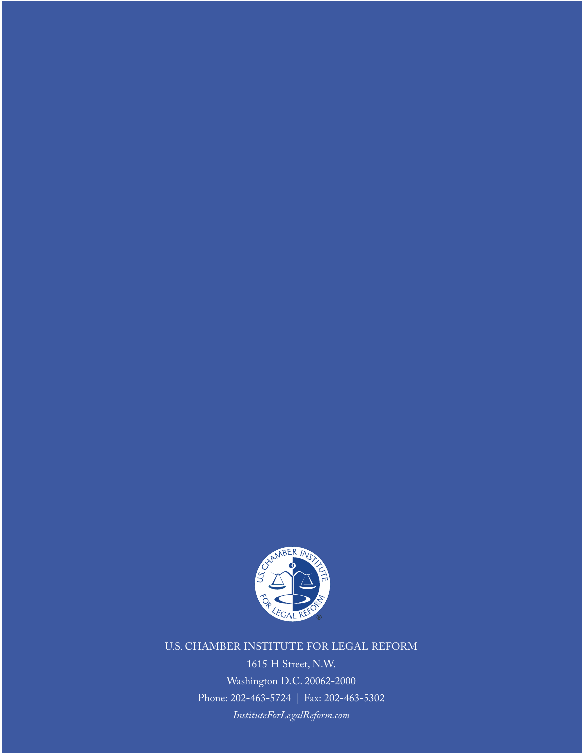U.S. CHAMBER INSTITUTE FOR LEGAL REFORM

1615 H Street, N.W.

Washington D.C. 20062-2000

Phone: 202-463-5724 | Fax: 202-463-5302

*InstituteForLegalReform.com*